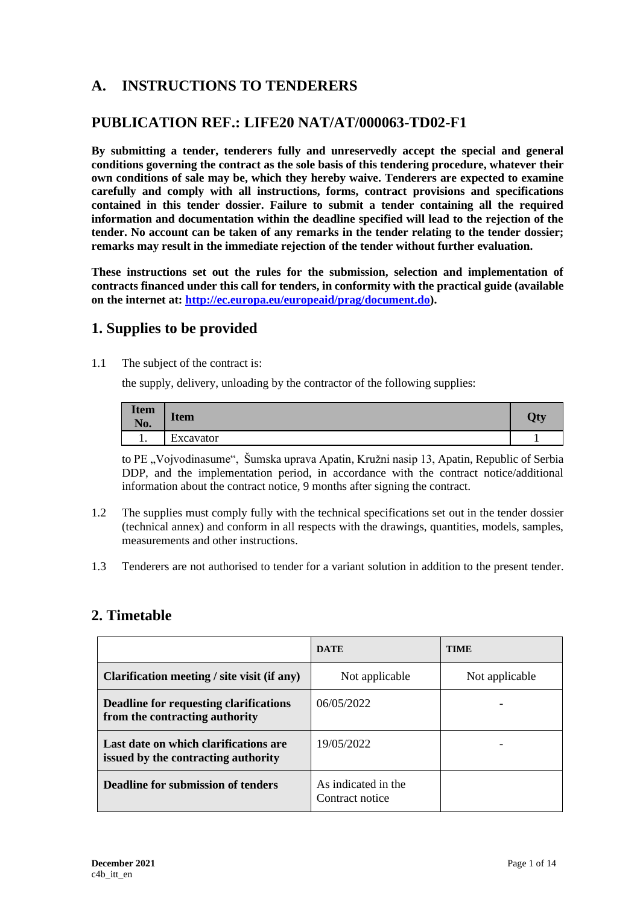## A. INSTRUCTIONS TO TENDERERS

## PUBLICATION REF.: LIFE20 NAT/AT/000063-TD02-F1

**By submitting a tender, tenderers fully and unreservedly accept the special and general conditions governing the contract as the sole basis of this tendering procedure, whatever their own conditions of sale may be, which they hereby waive. Tenderers are expected to examine carefully and comply with all instructions, forms, contract provisions and specifications contained in this tender dossier. Failure to submit a tender containing all the required information and documentation within the deadline specified will lead to the rejection of the tender. No account can be taken of any remarks in the tender relating to the tender dossier; remarks may result in the immediate rejection of the tender without further evaluation.**

**These instructions set out the rules for the submission, selection and implementation of contracts financed under this call for tenders, in conformity with the practical guide (available on the internet at: http://ec.europa.eu/europeaid/prag/document.do).**

## 1. Supplies to be provided

1.1 The subject of the contract is:

the supply, delivery, unloading by the contractor of the following supplies:

| Item No. | Item | Qty |
|---|---|---|
| 1. | Excavator | 1 |

to PE „Vojvodinasume“, Šumska uprava Apatin, Kružni nasip 13, Apatin, Republic of Serbia DDP, and the implementation period, in accordance with the contract notice/additional information about the contract notice, 9 months after signing the contract.

1.2 The supplies must comply fully with the technical specifications set out in the tender dossier (technical annex) and conform in all respects with the drawings, quantities, models, samples, measurements and other instructions.

1.3 Tenderers are not authorised to tender for a variant solution in addition to the present tender.

## 2. Timetable

| | DATE | TIME |
|---|---|---|
| **Clarification meeting / site visit (if any)** | Not applicable | Not applicable |
| **Deadline for requesting clarifications from the contracting authority** | 06/05/2022 | - |
| **Last date on which clarifications are issued by the contracting authority** | 19/05/2022 | - |
| **Deadline for submission of tenders** | As indicated in the Contract notice | |

December 2021
c4b_itt_en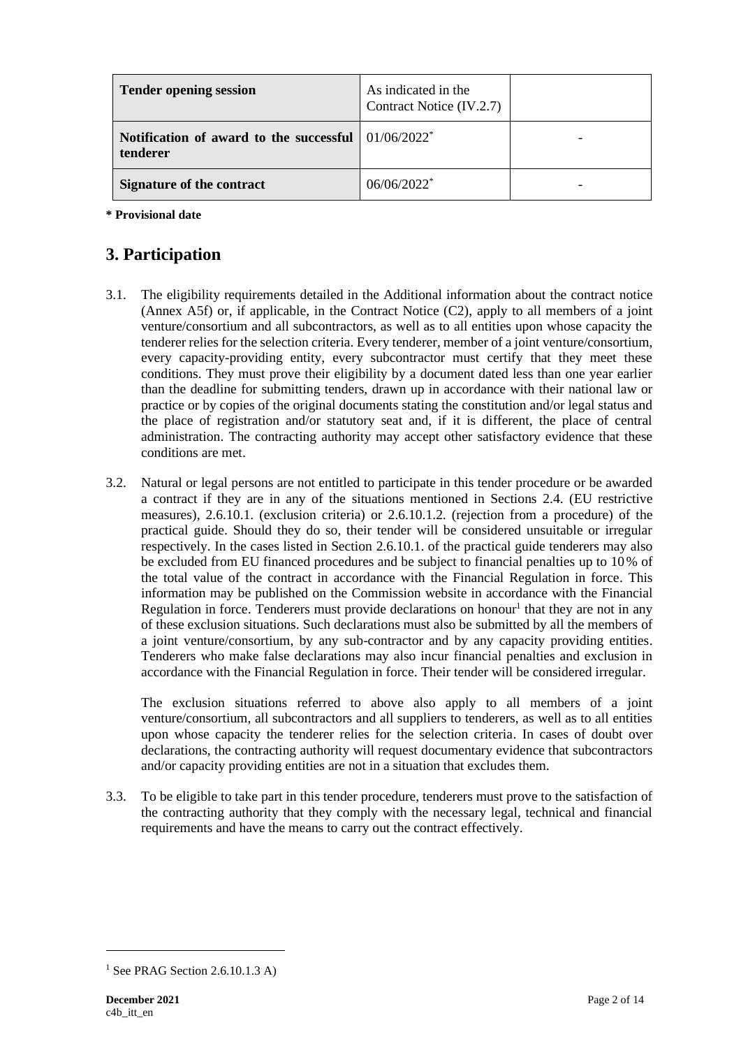| Tender opening session | As indicated in the Contract Notice (IV.2.7) | |
| --- | --- | --- |
| **Notification of award to the successful tenderer** | 01/06/2022* | - |
| **Signature of the contract** | 06/06/2022* | - |

**\* Provisional date**

## 3. Participation

3.1. The eligibility requirements detailed in the Additional information about the contract notice (Annex A5f) or, if applicable, in the Contract Notice (C2), apply to all members of a joint venture/consortium and all subcontractors, as well as to all entities upon whose capacity the tenderer relies for the selection criteria. Every tenderer, member of a joint venture/consortium, every capacity-providing entity, every subcontractor must certify that they meet these conditions. They must prove their eligibility by a document dated less than one year earlier than the deadline for submitting tenders, drawn up in accordance with their national law or practice or by copies of the original documents stating the constitution and/or legal status and the place of registration and/or statutory seat and, if it is different, the place of central administration. The contracting authority may accept other satisfactory evidence that these conditions are met.

3.2. Natural or legal persons are not entitled to participate in this tender procedure or be awarded a contract if they are in any of the situations mentioned in Sections 2.4. (EU restrictive measures), 2.6.10.1. (exclusion criteria) or 2.6.10.1.2. (rejection from a procedure) of the practical guide. Should they do so, their tender will be considered unsuitable or irregular respectively. In the cases listed in Section 2.6.10.1. of the practical guide tenderers may also be excluded from EU financed procedures and be subject to financial penalties up to 10 % of the total value of the contract in accordance with the Financial Regulation in force. This information may be published on the Commission website in accordance with the Financial Regulation in force. Tenderers must provide declarations on honour[1] that they are not in any of these exclusion situations. Such declarations must also be submitted by all the members of a joint venture/consortium, by any sub-contractor and by any capacity providing entities. Tenderers who make false declarations may also incur financial penalties and exclusion in accordance with the Financial Regulation in force. Their tender will be considered irregular.

The exclusion situations referred to above also apply to all members of a joint venture/consortium, all subcontractors and all suppliers to tenderers, as well as to all entities upon whose capacity the tenderer relies for the selection criteria. In cases of doubt over declarations, the contracting authority will request documentary evidence that subcontractors and/or capacity providing entities are not in a situation that excludes them.

3.3. To be eligible to take part in this tender procedure, tenderers must prove to the satisfaction of the contracting authority that they comply with the necessary legal, technical and financial requirements and have the means to carry out the contract effectively.

[1] See PRAG Section 2.6.10.1.3 A)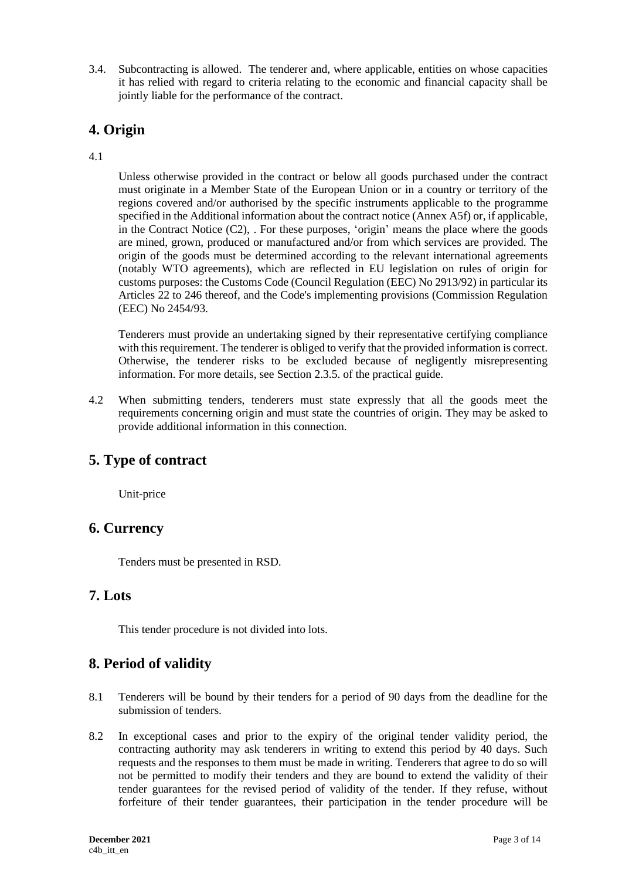3.4. Subcontracting is allowed. The tenderer and, where applicable, entities on whose capacities it has relied with regard to criteria relating to the economic and financial capacity shall be jointly liable for the performance of the contract.

## 4. Origin

4.1

Unless otherwise provided in the contract or below all goods purchased under the contract must originate in a Member State of the European Union or in a country or territory of the regions covered and/or authorised by the specific instruments applicable to the programme specified in the Additional information about the contract notice (Annex A5f) or, if applicable, in the Contract Notice (C2), . For these purposes, 'origin' means the place where the goods are mined, grown, produced or manufactured and/or from which services are provided. The origin of the goods must be determined according to the relevant international agreements (notably WTO agreements), which are reflected in EU legislation on rules of origin for customs purposes: the Customs Code (Council Regulation (EEC) No 2913/92) in particular its Articles 22 to 246 thereof, and the Code's implementing provisions (Commission Regulation (EEC) No 2454/93.

Tenderers must provide an undertaking signed by their representative certifying compliance with this requirement. The tenderer is obliged to verify that the provided information is correct. Otherwise, the tenderer risks to be excluded because of negligently misrepresenting information. For more details, see Section 2.3.5. of the practical guide.

4.2 When submitting tenders, tenderers must state expressly that all the goods meet the requirements concerning origin and must state the countries of origin. They may be asked to provide additional information in this connection.

## 5. Type of contract

Unit-price

## 6. Currency

Tenders must be presented in RSD.

## 7. Lots

This tender procedure is not divided into lots.

## 8. Period of validity

8.1 Tenderers will be bound by their tenders for a period of 90 days from the deadline for the submission of tenders.

8.2 In exceptional cases and prior to the expiry of the original tender validity period, the contracting authority may ask tenderers in writing to extend this period by 40 days. Such requests and the responses to them must be made in writing. Tenderers that agree to do so will not be permitted to modify their tenders and they are bound to extend the validity of their tender guarantees for the revised period of validity of the tender. If they refuse, without forfeiture of their tender guarantees, their participation in the tender procedure will be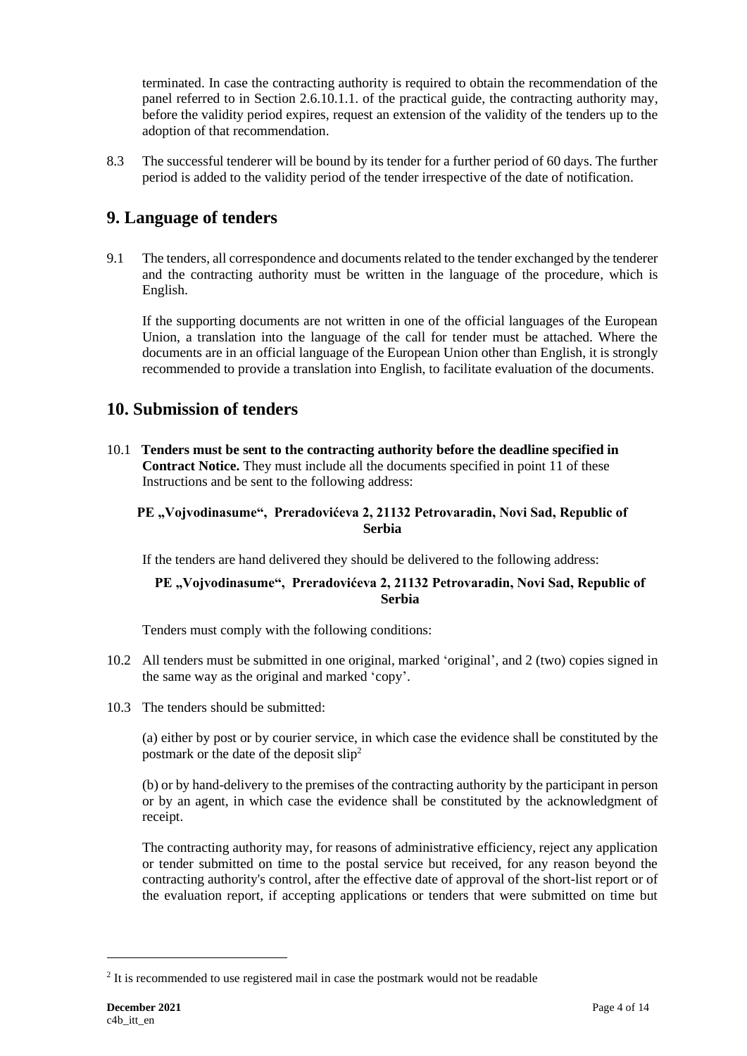terminated. In case the contracting authority is required to obtain the recommendation of the panel referred to in Section 2.6.10.1.1. of the practical guide, the contracting authority may, before the validity period expires, request an extension of the validity of the tenders up to the adoption of that recommendation.

8.3 The successful tenderer will be bound by its tender for a further period of 60 days. The further period is added to the validity period of the tender irrespective of the date of notification.

## 9. Language of tenders

9.1 The tenders, all correspondence and documents related to the tender exchanged by the tenderer and the contracting authority must be written in the language of the procedure, which is English.

If the supporting documents are not written in one of the official languages of the European Union, a translation into the language of the call for tender must be attached. Where the documents are in an official language of the European Union other than English, it is strongly recommended to provide a translation into English, to facilitate evaluation of the documents.

## 10. Submission of tenders

10.1 **Tenders must be sent to the contracting authority before the deadline specified in Contract Notice.** They must include all the documents specified in point 11 of these Instructions and be sent to the following address:

**PE „Vojvodinasume", Preradovićeva 2, 21132 Petrovaradin, Novi Sad, Republic of Serbia**

If the tenders are hand delivered they should be delivered to the following address:

**PE „Vojvodinasume", Preradovićeva 2, 21132 Petrovaradin, Novi Sad, Republic of Serbia**

Tenders must comply with the following conditions:

10.2 All tenders must be submitted in one original, marked 'original', and 2 (two) copies signed in the same way as the original and marked 'copy'.

10.3 The tenders should be submitted:

(a) either by post or by courier service, in which case the evidence shall be constituted by the postmark or the date of the deposit slip[2]

(b) or by hand-delivery to the premises of the contracting authority by the participant in person or by an agent, in which case the evidence shall be constituted by the acknowledgment of receipt.

The contracting authority may, for reasons of administrative efficiency, reject any application or tender submitted on time to the postal service but received, for any reason beyond the contracting authority's control, after the effective date of approval of the short-list report or of the evaluation report, if accepting applications or tenders that were submitted on time but

[2] It is recommended to use registered mail in case the postmark would not be readable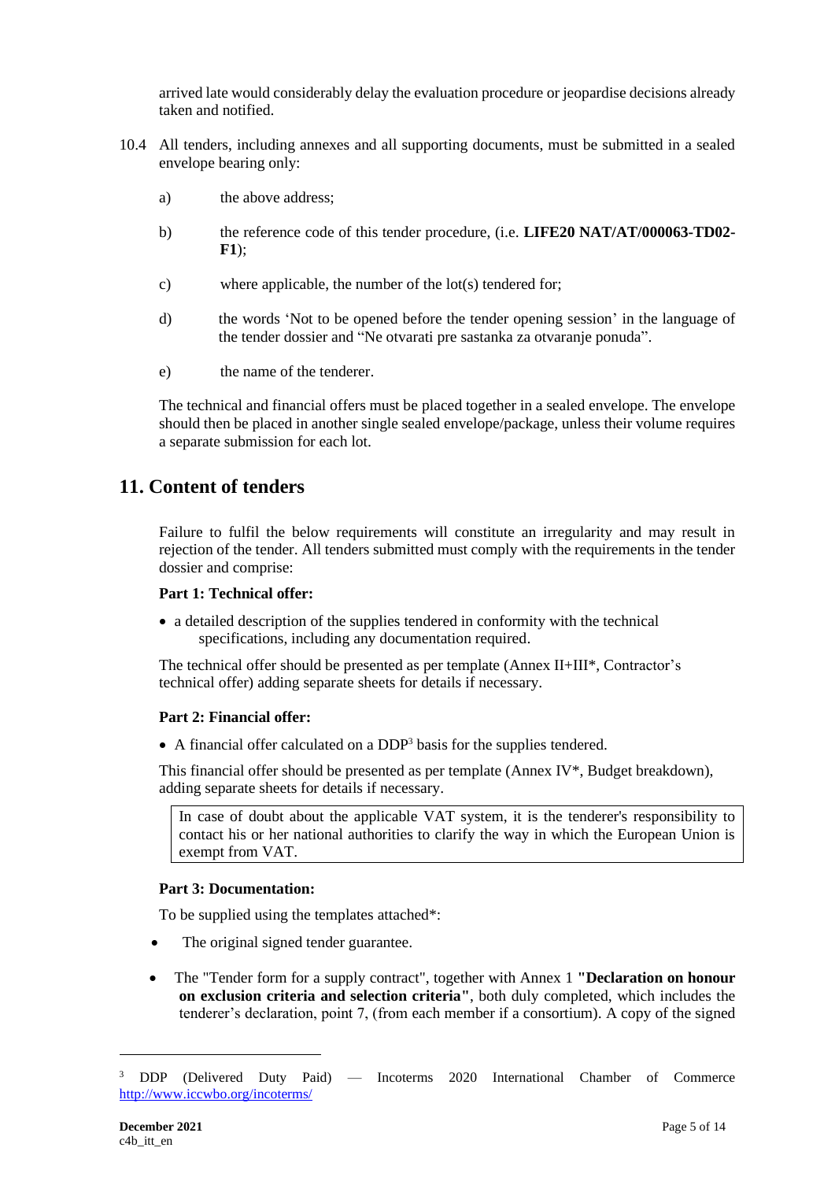arrived late would considerably delay the evaluation procedure or jeopardise decisions already taken and notified.

10.4 All tenders, including annexes and all supporting documents, must be submitted in a sealed envelope bearing only:

a) the above address;

b) the reference code of this tender procedure, (i.e. **LIFE20 NAT/AT/000063-TD02-F1**);

c) where applicable, the number of the lot(s) tendered for;

d) the words 'Not to be opened before the tender opening session' in the language of the tender dossier and "Ne otvarati pre sastanka za otvaranje ponuda".

e) the name of the tenderer.

The technical and financial offers must be placed together in a sealed envelope. The envelope should then be placed in another single sealed envelope/package, unless their volume requires a separate submission for each lot.

## 11. Content of tenders

Failure to fulfil the below requirements will constitute an irregularity and may result in rejection of the tender. All tenders submitted must comply with the requirements in the tender dossier and comprise:

**Part 1: Technical offer:**

- a detailed description of the supplies tendered in conformity with the technical specifications, including any documentation required.

The technical offer should be presented as per template (Annex II+III*, Contractor's technical offer) adding separate sheets for details if necessary.

**Part 2: Financial offer:**

- A financial offer calculated on a DDP[3] basis for the supplies tendered.

This financial offer should be presented as per template (Annex IV*, Budget breakdown), adding separate sheets for details if necessary.

> In case of doubt about the applicable VAT system, it is the tenderer's responsibility to contact his or her national authorities to clarify the way in which the European Union is exempt from VAT.

**Part 3: Documentation:**

To be supplied using the templates attached*:

- The original signed tender guarantee.
- The "Tender form for a supply contract", together with Annex 1 **"Declaration on honour on exclusion criteria and selection criteria"**, both duly completed, which includes the tenderer's declaration, point 7, (from each member if a consortium). A copy of the signed

[3] DDP (Delivered Duty Paid) — Incoterms 2020 International Chamber of Commerce http://www.iccwbo.org/incoterms/

December 2021
c4b_itt_en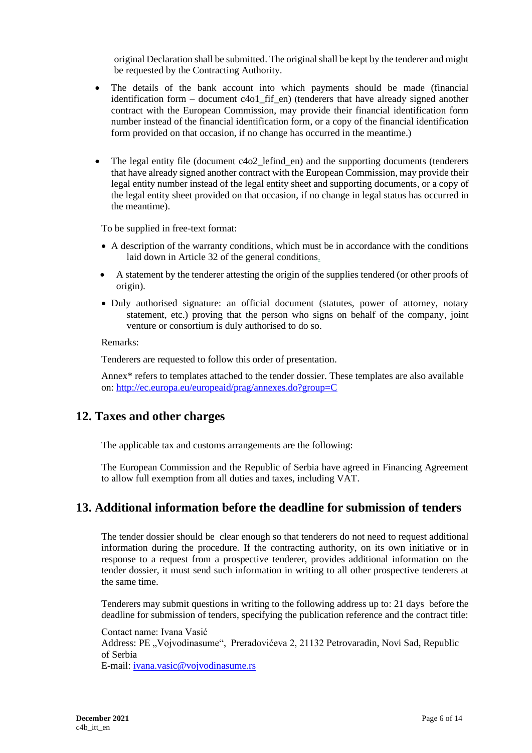original Declaration shall be submitted. The original shall be kept by the tenderer and might be requested by the Contracting Authority.

- The details of the bank account into which payments should be made (financial identification form – document c4o1_fif_en) (tenderers that have already signed another contract with the European Commission, may provide their financial identification form number instead of the financial identification form, or a copy of the financial identification form provided on that occasion, if no change has occurred in the meantime.)

- The legal entity file (document c4o2_lefind_en) and the supporting documents (tenderers that have already signed another contract with the European Commission, may provide their legal entity number instead of the legal entity sheet and supporting documents, or a copy of the legal entity sheet provided on that occasion, if no change in legal status has occurred in the meantime).

To be supplied in free-text format:

- A description of the warranty conditions, which must be in accordance with the conditions laid down in Article 32 of the general conditions.
- A statement by the tenderer attesting the origin of the supplies tendered (or other proofs of origin).
- Duly authorised signature: an official document (statutes, power of attorney, notary statement, etc.) proving that the person who signs on behalf of the company, joint venture or consortium is duly authorised to do so.

Remarks:

Tenderers are requested to follow this order of presentation.

Annex* refers to templates attached to the tender dossier. These templates are also available on: http://ec.europa.eu/europeaid/prag/annexes.do?group=C

## 12. Taxes and other charges

The applicable tax and customs arrangements are the following:

The European Commission and the Republic of Serbia have agreed in Financing Agreement to allow full exemption from all duties and taxes, including VAT.

## 13. Additional information before the deadline for submission of tenders

The tender dossier should be clear enough so that tenderers do not need to request additional information during the procedure. If the contracting authority, on its own initiative or in response to a request from a prospective tenderer, provides additional information on the tender dossier, it must send such information in writing to all other prospective tenderers at the same time.

Tenderers may submit questions in writing to the following address up to: 21 days before the deadline for submission of tenders, specifying the publication reference and the contract title:

Contact name: Ivana Vasić
Address: PE „Vojvodinasume“, Preradovićeva 2, 21132 Petrovaradin, Novi Sad, Republic of Serbia
E-mail: ivana.vasic@vojvodinasume.rs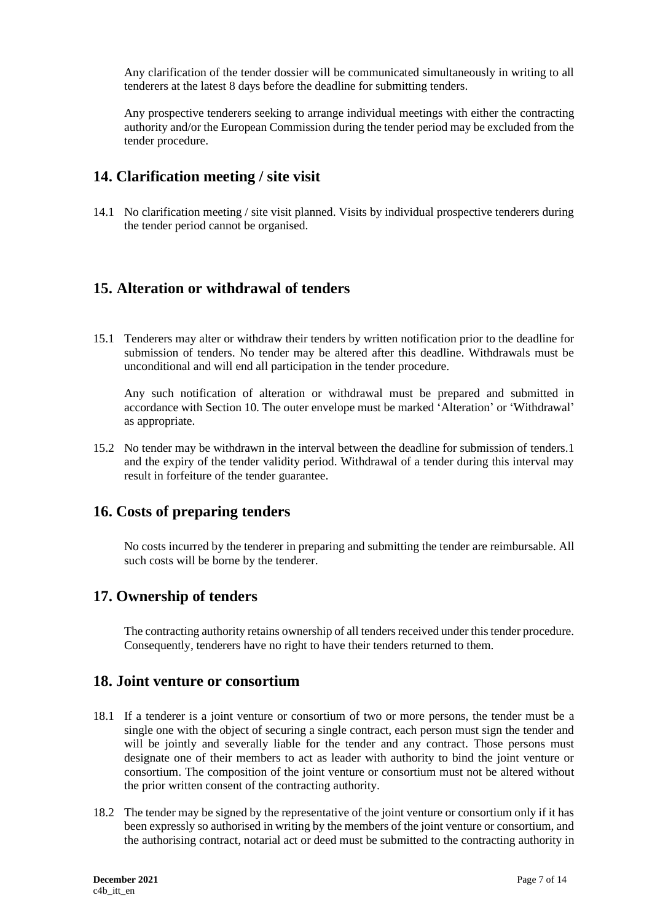Any clarification of the tender dossier will be communicated simultaneously in writing to all tenderers at the latest 8 days before the deadline for submitting tenders.

Any prospective tenderers seeking to arrange individual meetings with either the contracting authority and/or the European Commission during the tender period may be excluded from the tender procedure.

## 14. Clarification meeting / site visit

14.1 No clarification meeting / site visit planned. Visits by individual prospective tenderers during the tender period cannot be organised.

## 15. Alteration or withdrawal of tenders

15.1 Tenderers may alter or withdraw their tenders by written notification prior to the deadline for submission of tenders. No tender may be altered after this deadline. Withdrawals must be unconditional and will end all participation in the tender procedure.

Any such notification of alteration or withdrawal must be prepared and submitted in accordance with Section 10. The outer envelope must be marked 'Alteration' or 'Withdrawal' as appropriate.

15.2 No tender may be withdrawn in the interval between the deadline for submission of tenders.1 and the expiry of the tender validity period. Withdrawal of a tender during this interval may result in forfeiture of the tender guarantee.

## 16. Costs of preparing tenders

No costs incurred by the tenderer in preparing and submitting the tender are reimbursable. All such costs will be borne by the tenderer.

## 17. Ownership of tenders

The contracting authority retains ownership of all tenders received under this tender procedure. Consequently, tenderers have no right to have their tenders returned to them.

## 18. Joint venture or consortium

18.1 If a tenderer is a joint venture or consortium of two or more persons, the tender must be a single one with the object of securing a single contract, each person must sign the tender and will be jointly and severally liable for the tender and any contract. Those persons must designate one of their members to act as leader with authority to bind the joint venture or consortium. The composition of the joint venture or consortium must not be altered without the prior written consent of the contracting authority.

18.2 The tender may be signed by the representative of the joint venture or consortium only if it has been expressly so authorised in writing by the members of the joint venture or consortium, and the authorising contract, notarial act or deed must be submitted to the contracting authority in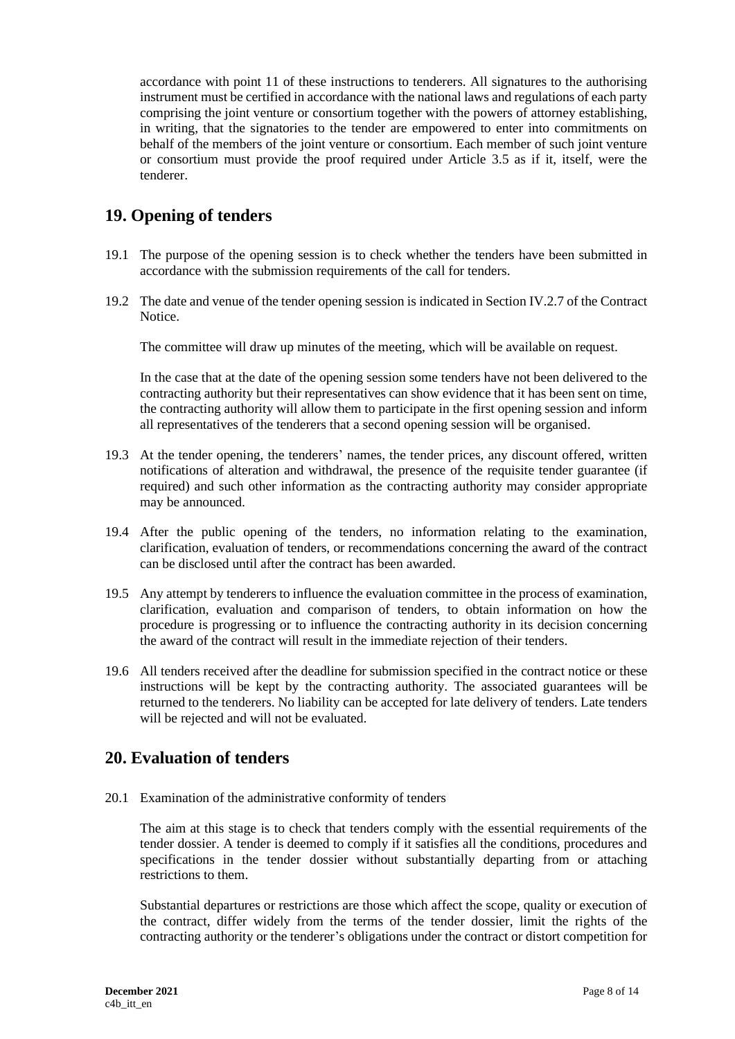accordance with point 11 of these instructions to tenderers. All signatures to the authorising instrument must be certified in accordance with the national laws and regulations of each party comprising the joint venture or consortium together with the powers of attorney establishing, in writing, that the signatories to the tender are empowered to enter into commitments on behalf of the members of the joint venture or consortium. Each member of such joint venture or consortium must provide the proof required under Article 3.5 as if it, itself, were the tenderer.

## 19. Opening of tenders

19.1 The purpose of the opening session is to check whether the tenders have been submitted in accordance with the submission requirements of the call for tenders.

19.2 The date and venue of the tender opening session is indicated in Section IV.2.7 of the Contract Notice.

The committee will draw up minutes of the meeting, which will be available on request.

In the case that at the date of the opening session some tenders have not been delivered to the contracting authority but their representatives can show evidence that it has been sent on time, the contracting authority will allow them to participate in the first opening session and inform all representatives of the tenderers that a second opening session will be organised.

19.3 At the tender opening, the tenderers' names, the tender prices, any discount offered, written notifications of alteration and withdrawal, the presence of the requisite tender guarantee (if required) and such other information as the contracting authority may consider appropriate may be announced.

19.4 After the public opening of the tenders, no information relating to the examination, clarification, evaluation of tenders, or recommendations concerning the award of the contract can be disclosed until after the contract has been awarded.

19.5 Any attempt by tenderers to influence the evaluation committee in the process of examination, clarification, evaluation and comparison of tenders, to obtain information on how the procedure is progressing or to influence the contracting authority in its decision concerning the award of the contract will result in the immediate rejection of their tenders.

19.6 All tenders received after the deadline for submission specified in the contract notice or these instructions will be kept by the contracting authority. The associated guarantees will be returned to the tenderers. No liability can be accepted for late delivery of tenders. Late tenders will be rejected and will not be evaluated.

## 20. Evaluation of tenders

20.1 Examination of the administrative conformity of tenders

The aim at this stage is to check that tenders comply with the essential requirements of the tender dossier. A tender is deemed to comply if it satisfies all the conditions, procedures and specifications in the tender dossier without substantially departing from or attaching restrictions to them.

Substantial departures or restrictions are those which affect the scope, quality or execution of the contract, differ widely from the terms of the tender dossier, limit the rights of the contracting authority or the tenderer's obligations under the contract or distort competition for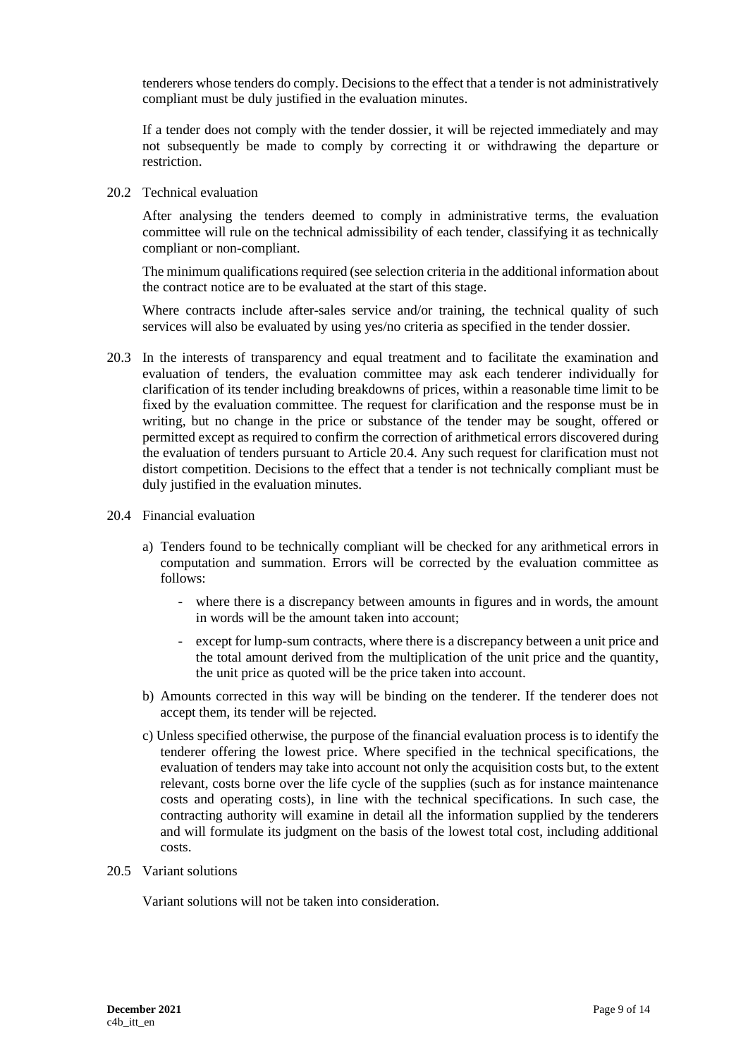tenderers whose tenders do comply. Decisions to the effect that a tender is not administratively compliant must be duly justified in the evaluation minutes.

If a tender does not comply with the tender dossier, it will be rejected immediately and may not subsequently be made to comply by correcting it or withdrawing the departure or restriction.

20.2 Technical evaluation

After analysing the tenders deemed to comply in administrative terms, the evaluation committee will rule on the technical admissibility of each tender, classifying it as technically compliant or non-compliant.

The minimum qualifications required (see selection criteria in the additional information about the contract notice are to be evaluated at the start of this stage.

Where contracts include after-sales service and/or training, the technical quality of such services will also be evaluated by using yes/no criteria as specified in the tender dossier.

20.3 In the interests of transparency and equal treatment and to facilitate the examination and evaluation of tenders, the evaluation committee may ask each tenderer individually for clarification of its tender including breakdowns of prices, within a reasonable time limit to be fixed by the evaluation committee. The request for clarification and the response must be in writing, but no change in the price or substance of the tender may be sought, offered or permitted except as required to confirm the correction of arithmetical errors discovered during the evaluation of tenders pursuant to Article 20.4. Any such request for clarification must not distort competition. Decisions to the effect that a tender is not technically compliant must be duly justified in the evaluation minutes.

20.4 Financial evaluation

a) Tenders found to be technically compliant will be checked for any arithmetical errors in computation and summation. Errors will be corrected by the evaluation committee as follows:

   - where there is a discrepancy between amounts in figures and in words, the amount in words will be the amount taken into account;
   - except for lump-sum contracts, where there is a discrepancy between a unit price and the total amount derived from the multiplication of the unit price and the quantity, the unit price as quoted will be the price taken into account.

b) Amounts corrected in this way will be binding on the tenderer. If the tenderer does not accept them, its tender will be rejected.

c) Unless specified otherwise, the purpose of the financial evaluation process is to identify the tenderer offering the lowest price. Where specified in the technical specifications, the evaluation of tenders may take into account not only the acquisition costs but, to the extent relevant, costs borne over the life cycle of the supplies (such as for instance maintenance costs and operating costs), in line with the technical specifications. In such case, the contracting authority will examine in detail all the information supplied by the tenderers and will formulate its judgment on the basis of the lowest total cost, including additional costs.

20.5 Variant solutions

Variant solutions will not be taken into consideration.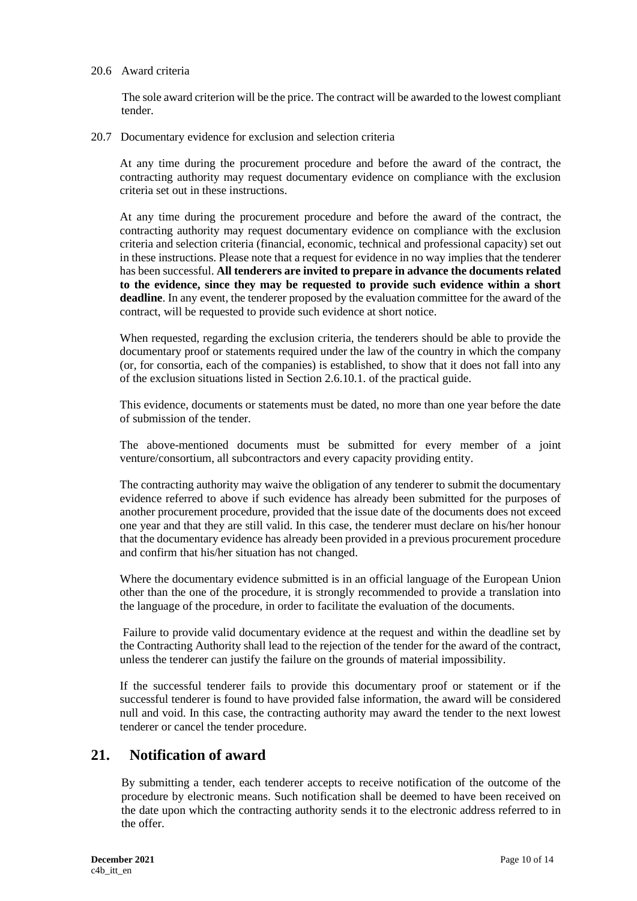20.6 Award criteria

The sole award criterion will be the price. The contract will be awarded to the lowest compliant tender.

20.7 Documentary evidence for exclusion and selection criteria

At any time during the procurement procedure and before the award of the contract, the contracting authority may request documentary evidence on compliance with the exclusion criteria set out in these instructions.

At any time during the procurement procedure and before the award of the contract, the contracting authority may request documentary evidence on compliance with the exclusion criteria and selection criteria (financial, economic, technical and professional capacity) set out in these instructions. Please note that a request for evidence in no way implies that the tenderer has been successful. **All tenderers are invited to prepare in advance the documents related to the evidence, since they may be requested to provide such evidence within a short deadline**. In any event, the tenderer proposed by the evaluation committee for the award of the contract, will be requested to provide such evidence at short notice.

When requested, regarding the exclusion criteria, the tenderers should be able to provide the documentary proof or statements required under the law of the country in which the company (or, for consortia, each of the companies) is established, to show that it does not fall into any of the exclusion situations listed in Section 2.6.10.1. of the practical guide.

This evidence, documents or statements must be dated, no more than one year before the date of submission of the tender.

The above-mentioned documents must be submitted for every member of a joint venture/consortium, all subcontractors and every capacity providing entity.

The contracting authority may waive the obligation of any tenderer to submit the documentary evidence referred to above if such evidence has already been submitted for the purposes of another procurement procedure, provided that the issue date of the documents does not exceed one year and that they are still valid. In this case, the tenderer must declare on his/her honour that the documentary evidence has already been provided in a previous procurement procedure and confirm that his/her situation has not changed.

Where the documentary evidence submitted is in an official language of the European Union other than the one of the procedure, it is strongly recommended to provide a translation into the language of the procedure, in order to facilitate the evaluation of the documents.

Failure to provide valid documentary evidence at the request and within the deadline set by the Contracting Authority shall lead to the rejection of the tender for the award of the contract, unless the tenderer can justify the failure on the grounds of material impossibility.

If the successful tenderer fails to provide this documentary proof or statement or if the successful tenderer is found to have provided false information, the award will be considered null and void. In this case, the contracting authority may award the tender to the next lowest tenderer or cancel the tender procedure.

## 21. Notification of award

By submitting a tender, each tenderer accepts to receive notification of the outcome of the procedure by electronic means. Such notification shall be deemed to have been received on the date upon which the contracting authority sends it to the electronic address referred to in the offer.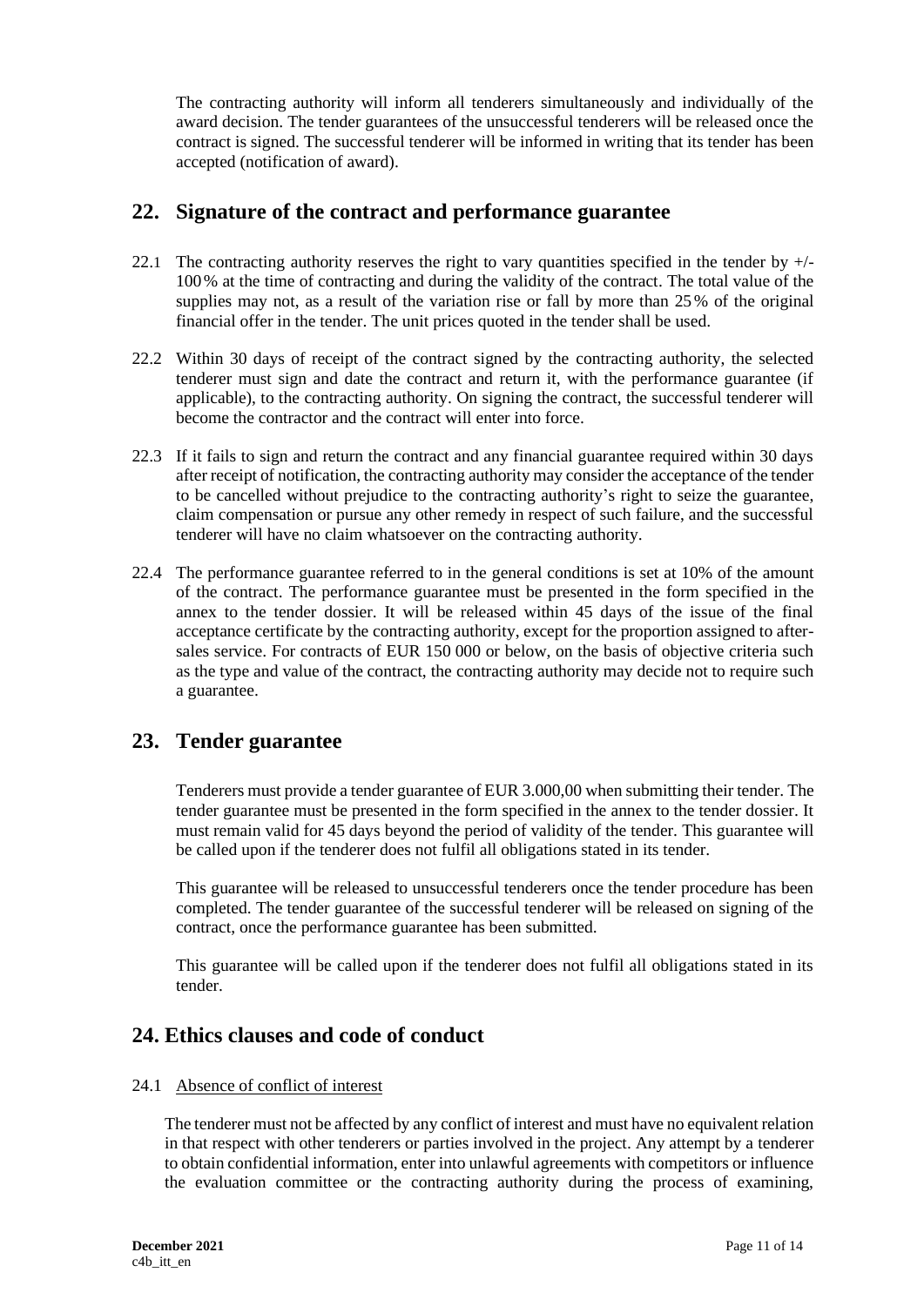The contracting authority will inform all tenderers simultaneously and individually of the award decision. The tender guarantees of the unsuccessful tenderers will be released once the contract is signed. The successful tenderer will be informed in writing that its tender has been accepted (notification of award).

## 22. Signature of the contract and performance guarantee

22.1 The contracting authority reserves the right to vary quantities specified in the tender by +/- 100 % at the time of contracting and during the validity of the contract. The total value of the supplies may not, as a result of the variation rise or fall by more than 25 % of the original financial offer in the tender. The unit prices quoted in the tender shall be used.

22.2 Within 30 days of receipt of the contract signed by the contracting authority, the selected tenderer must sign and date the contract and return it, with the performance guarantee (if applicable), to the contracting authority. On signing the contract, the successful tenderer will become the contractor and the contract will enter into force.

22.3 If it fails to sign and return the contract and any financial guarantee required within 30 days after receipt of notification, the contracting authority may consider the acceptance of the tender to be cancelled without prejudice to the contracting authority's right to seize the guarantee, claim compensation or pursue any other remedy in respect of such failure, and the successful tenderer will have no claim whatsoever on the contracting authority.

22.4 The performance guarantee referred to in the general conditions is set at 10% of the amount of the contract. The performance guarantee must be presented in the form specified in the annex to the tender dossier. It will be released within 45 days of the issue of the final acceptance certificate by the contracting authority, except for the proportion assigned to after-sales service. For contracts of EUR 150 000 or below, on the basis of objective criteria such as the type and value of the contract, the contracting authority may decide not to require such a guarantee.

## 23. Tender guarantee

Tenderers must provide a tender guarantee of EUR 3.000,00 when submitting their tender. The tender guarantee must be presented in the form specified in the annex to the tender dossier. It must remain valid for 45 days beyond the period of validity of the tender. This guarantee will be called upon if the tenderer does not fulfil all obligations stated in its tender.

This guarantee will be released to unsuccessful tenderers once the tender procedure has been completed. The tender guarantee of the successful tenderer will be released on signing of the contract, once the performance guarantee has been submitted.

This guarantee will be called upon if the tenderer does not fulfil all obligations stated in its tender.

## 24. Ethics clauses and code of conduct

24.1 Absence of conflict of interest

The tenderer must not be affected by any conflict of interest and must have no equivalent relation in that respect with other tenderers or parties involved in the project. Any attempt by a tenderer to obtain confidential information, enter into unlawful agreements with competitors or influence the evaluation committee or the contracting authority during the process of examining,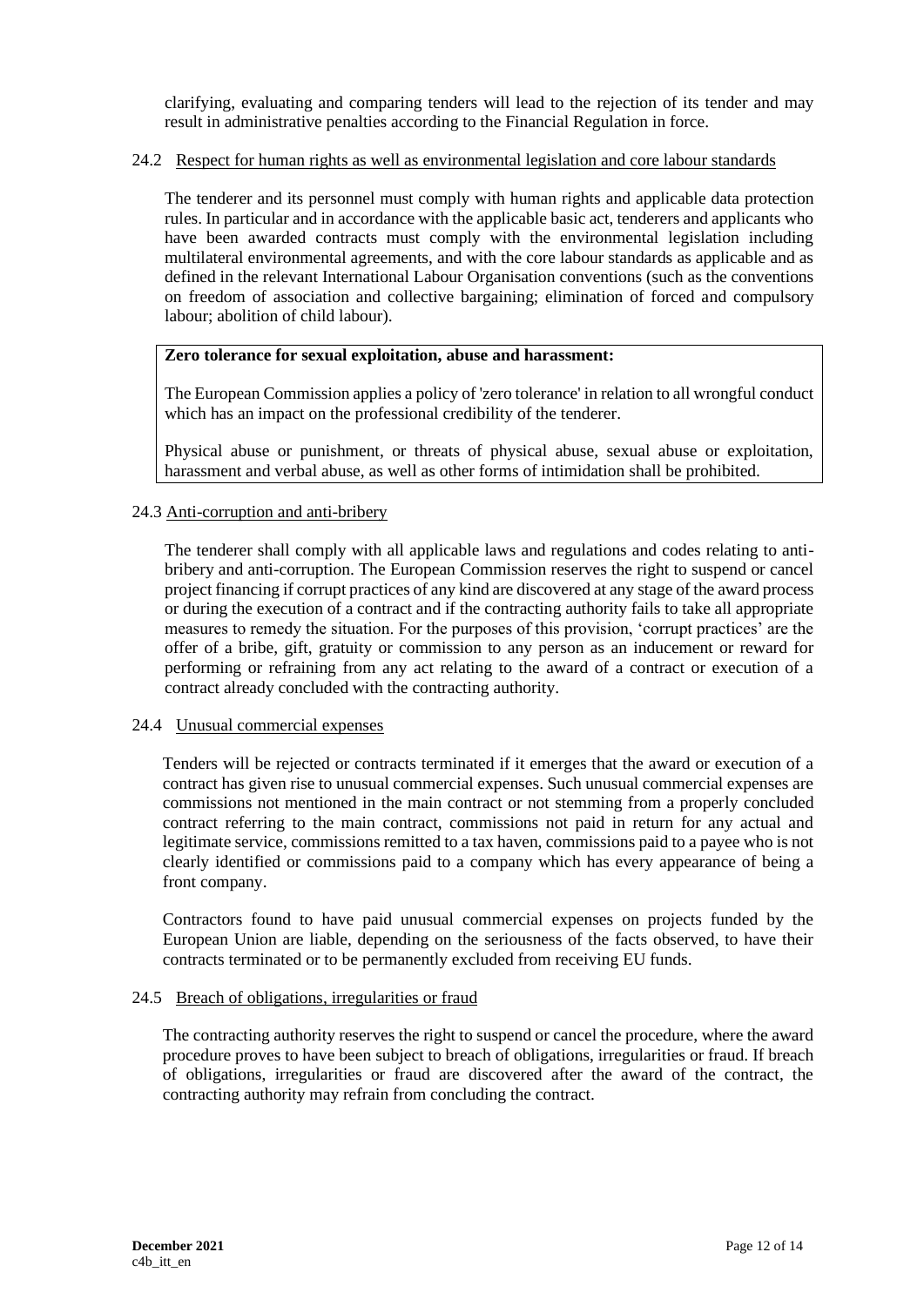clarifying, evaluating and comparing tenders will lead to the rejection of its tender and may result in administrative penalties according to the Financial Regulation in force.

24.2 Respect for human rights as well as environmental legislation and core labour standards

The tenderer and its personnel must comply with human rights and applicable data protection rules. In particular and in accordance with the applicable basic act, tenderers and applicants who have been awarded contracts must comply with the environmental legislation including multilateral environmental agreements, and with the core labour standards as applicable and as defined in the relevant International Labour Organisation conventions (such as the conventions on freedom of association and collective bargaining; elimination of forced and compulsory labour; abolition of child labour).

**Zero tolerance for sexual exploitation, abuse and harassment:**

The European Commission applies a policy of 'zero tolerance' in relation to all wrongful conduct which has an impact on the professional credibility of the tenderer.

Physical abuse or punishment, or threats of physical abuse, sexual abuse or exploitation, harassment and verbal abuse, as well as other forms of intimidation shall be prohibited.

24.3 Anti-corruption and anti-bribery

The tenderer shall comply with all applicable laws and regulations and codes relating to anti-bribery and anti-corruption. The European Commission reserves the right to suspend or cancel project financing if corrupt practices of any kind are discovered at any stage of the award process or during the execution of a contract and if the contracting authority fails to take all appropriate measures to remedy the situation. For the purposes of this provision, 'corrupt practices' are the offer of a bribe, gift, gratuity or commission to any person as an inducement or reward for performing or refraining from any act relating to the award of a contract or execution of a contract already concluded with the contracting authority.

24.4 Unusual commercial expenses

Tenders will be rejected or contracts terminated if it emerges that the award or execution of a contract has given rise to unusual commercial expenses. Such unusual commercial expenses are commissions not mentioned in the main contract or not stemming from a properly concluded contract referring to the main contract, commissions not paid in return for any actual and legitimate service, commissions remitted to a tax haven, commissions paid to a payee who is not clearly identified or commissions paid to a company which has every appearance of being a front company.

Contractors found to have paid unusual commercial expenses on projects funded by the European Union are liable, depending on the seriousness of the facts observed, to have their contracts terminated or to be permanently excluded from receiving EU funds.

24.5 Breach of obligations, irregularities or fraud

The contracting authority reserves the right to suspend or cancel the procedure, where the award procedure proves to have been subject to breach of obligations, irregularities or fraud. If breach of obligations, irregularities or fraud are discovered after the award of the contract, the contracting authority may refrain from concluding the contract.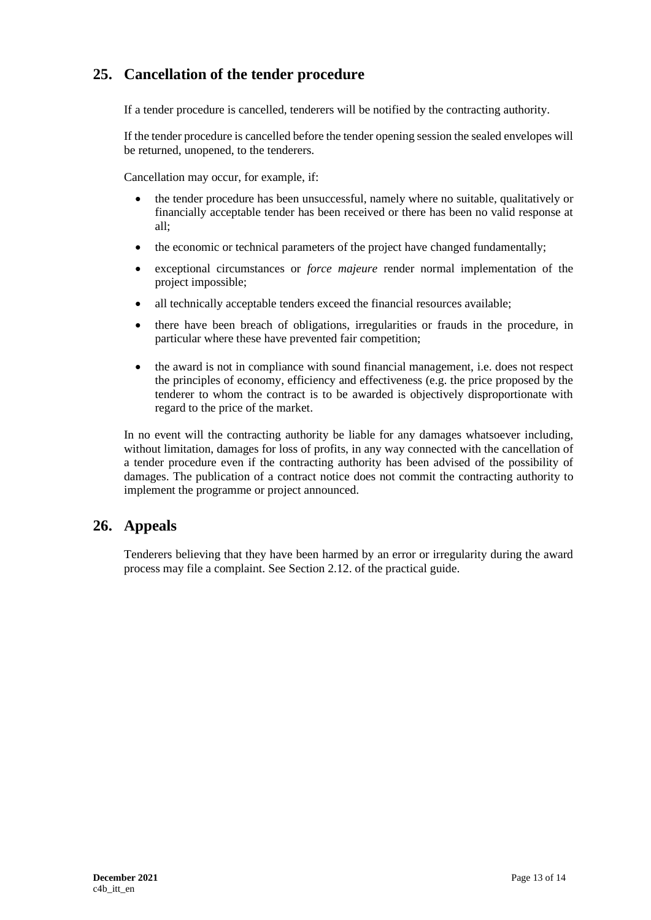## 25. Cancellation of the tender procedure

If a tender procedure is cancelled, tenderers will be notified by the contracting authority.

If the tender procedure is cancelled before the tender opening session the sealed envelopes will be returned, unopened, to the tenderers.

Cancellation may occur, for example, if:

- the tender procedure has been unsuccessful, namely where no suitable, qualitatively or financially acceptable tender has been received or there has been no valid response at all;
- the economic or technical parameters of the project have changed fundamentally;
- exceptional circumstances or *force majeure* render normal implementation of the project impossible;
- all technically acceptable tenders exceed the financial resources available;
- there have been breach of obligations, irregularities or frauds in the procedure, in particular where these have prevented fair competition;
- the award is not in compliance with sound financial management, i.e. does not respect the principles of economy, efficiency and effectiveness (e.g. the price proposed by the tenderer to whom the contract is to be awarded is objectively disproportionate with regard to the price of the market.

In no event will the contracting authority be liable for any damages whatsoever including, without limitation, damages for loss of profits, in any way connected with the cancellation of a tender procedure even if the contracting authority has been advised of the possibility of damages. The publication of a contract notice does not commit the contracting authority to implement the programme or project announced.

## 26. Appeals

Tenderers believing that they have been harmed by an error or irregularity during the award process may file a complaint. See Section 2.12. of the practical guide.